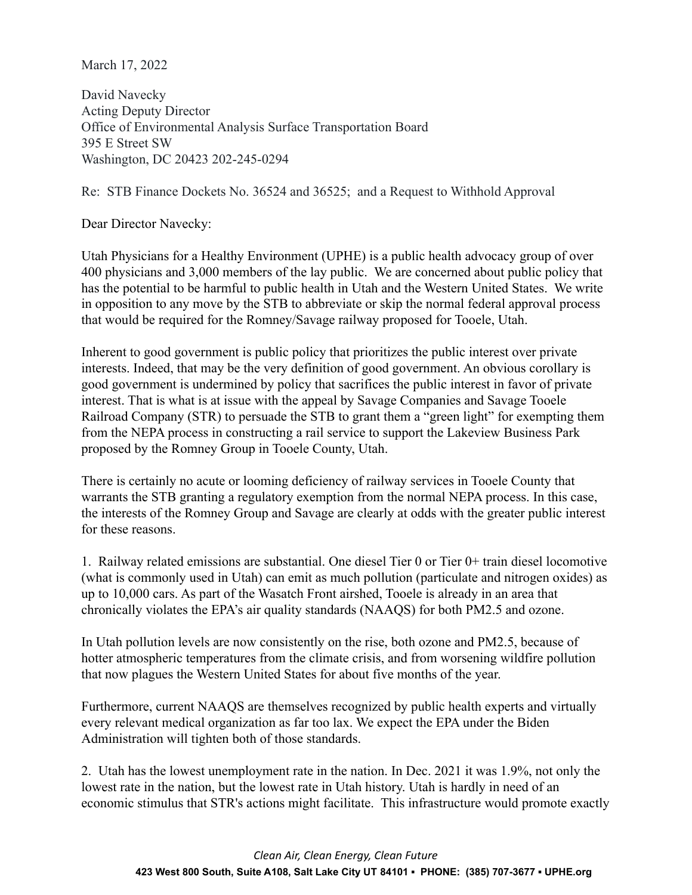March 17, 2022

David Navecky
Acting Deputy Director
Office of Environmental Analysis Surface Transportation Board
395 E Street SW
Washington, DC 20423 202-245-0294

Re: STB Finance Dockets No. 36524 and 36525; and a Request to Withhold Approval

Dear Director Navecky:

Utah Physicians for a Healthy Environment (UPHE) is a public health advocacy group of over 400 physicians and 3,000 members of the lay public. We are concerned about public policy that has the potential to be harmful to public health in Utah and the Western United States. We write in opposition to any move by the STB to abbreviate or skip the normal federal approval process that would be required for the Romney/Savage railway proposed for Tooele, Utah.

Inherent to good government is public policy that prioritizes the public interest over private interests. Indeed, that may be the very definition of good government. An obvious corollary is good government is undermined by policy that sacrifices the public interest in favor of private interest. That is what is at issue with the appeal by Savage Companies and Savage Tooele Railroad Company (STR) to persuade the STB to grant them a "green light" for exempting them from the NEPA process in constructing a rail service to support the Lakeview Business Park proposed by the Romney Group in Tooele County, Utah.

There is certainly no acute or looming deficiency of railway services in Tooele County that warrants the STB granting a regulatory exemption from the normal NEPA process. In this case, the interests of the Romney Group and Savage are clearly at odds with the greater public interest for these reasons.

1. Railway related emissions are substantial. One diesel Tier 0 or Tier 0+ train diesel locomotive (what is commonly used in Utah) can emit as much pollution (particulate and nitrogen oxides) as up to 10,000 cars. As part of the Wasatch Front airshed, Tooele is already in an area that chronically violates the EPA's air quality standards (NAAQS) for both PM2.5 and ozone.

In Utah pollution levels are now consistently on the rise, both ozone and PM2.5, because of hotter atmospheric temperatures from the climate crisis, and from worsening wildfire pollution that now plagues the Western United States for about five months of the year.

Furthermore, current NAAQS are themselves recognized by public health experts and virtually every relevant medical organization as far too lax. We expect the EPA under the Biden Administration will tighten both of those standards.

2. Utah has the lowest unemployment rate in the nation. In Dec. 2021 it was 1.9%, not only the lowest rate in the nation, but the lowest rate in Utah history. Utah is hardly in need of an economic stimulus that STR's actions might facilitate. This infrastructure would promote exactly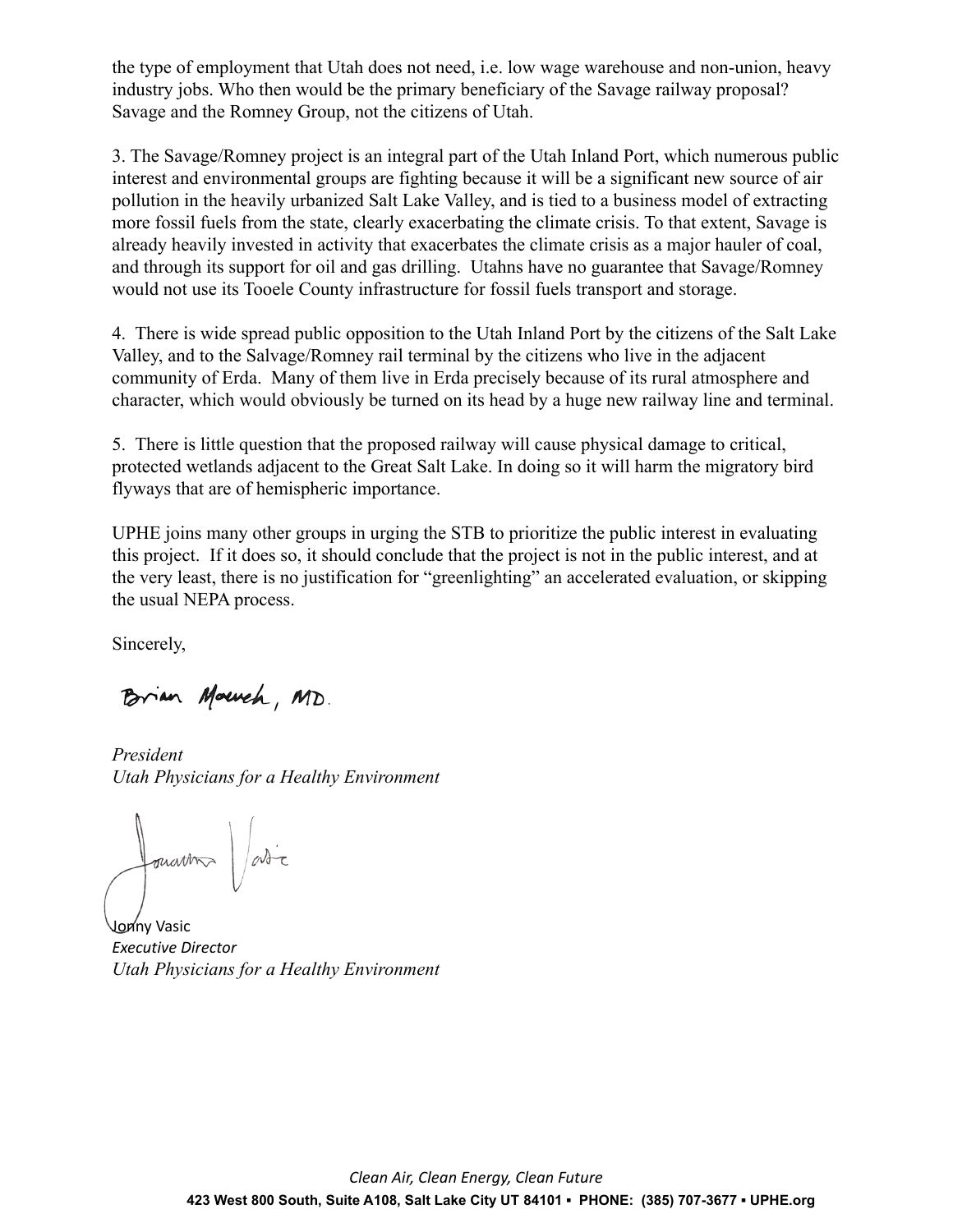the type of employment that Utah does not need, i.e. low wage warehouse and non-union, heavy industry jobs. Who then would be the primary beneficiary of the Savage railway proposal? Savage and the Romney Group, not the citizens of Utah.

3. The Savage/Romney project is an integral part of the Utah Inland Port, which numerous public interest and environmental groups are fighting because it will be a significant new source of air pollution in the heavily urbanized Salt Lake Valley, and is tied to a business model of extracting more fossil fuels from the state, clearly exacerbating the climate crisis. To that extent, Savage is already heavily invested in activity that exacerbates the climate crisis as a major hauler of coal, and through its support for oil and gas drilling. Utahns have no guarantee that Savage/Romney would not use its Tooele County infrastructure for fossil fuels transport and storage.

4. There is wide spread public opposition to the Utah Inland Port by the citizens of the Salt Lake Valley, and to the Salvage/Romney rail terminal by the citizens who live in the adjacent community of Erda. Many of them live in Erda precisely because of its rural atmosphere and character, which would obviously be turned on its head by a huge new railway line and terminal.

5. There is little question that the proposed railway will cause physical damage to critical, protected wetlands adjacent to the Great Salt Lake. In doing so it will harm the migratory bird flyways that are of hemispheric importance.

UPHE joins many other groups in urging the STB to prioritize the public interest in evaluating this project. If it does so, it should conclude that the project is not in the public interest, and at the very least, there is no justification for "greenlighting" an accelerated evaluation, or skipping the usual NEPA process.

Sincerely,

Brian Moench, MD.

*President*
*Utah Physicians for a Healthy Environment*

Jonny Vasic
*Executive Director*
*Utah Physicians for a Healthy Environment*

*Clean Air, Clean Energy, Clean Future*
**423 West 800 South, Suite A108, Salt Lake City UT 84101 ▪ PHONE: (385) 707-3677 ▪ UPHE.org**